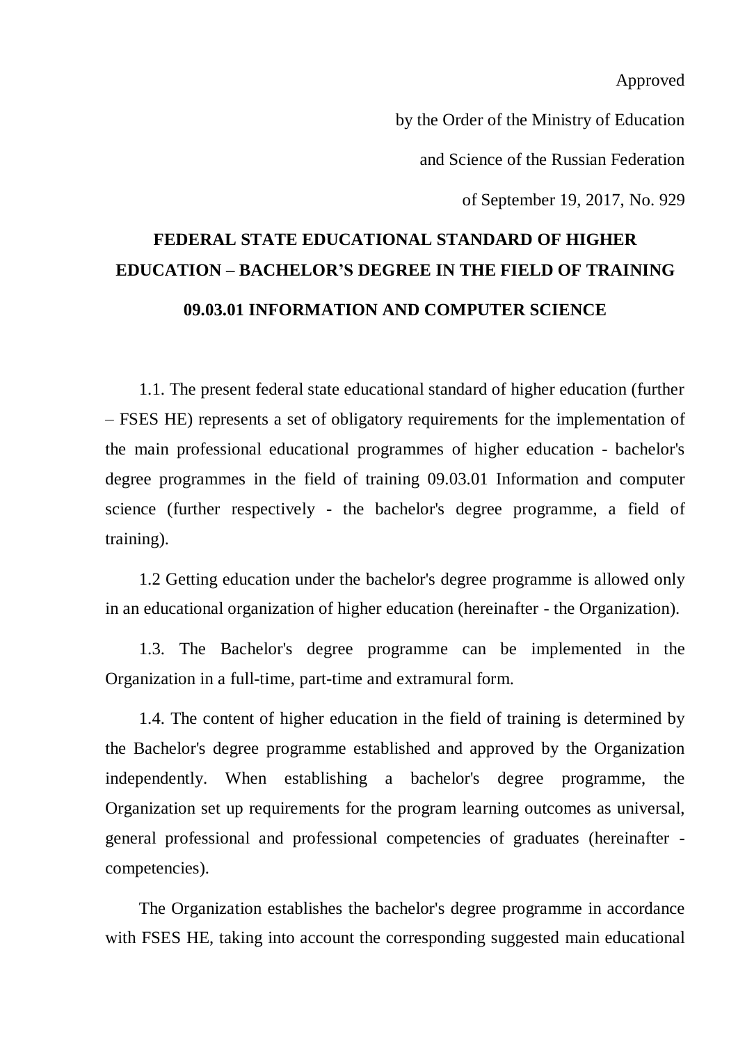Approved

by the Order of the Ministry of Education

and Science of the Russian Federation

of September 19, 2017, No. 929

# FEDERAL STATE EDUCATIONAL STANDARD OF HIGHER EDUCATION – BACHELOR'S DEGREE IN THE FIELD OF TRAINING

# 09.03.01 INFORMATION AND COMPUTER SCIENCE

1.1. The present federal state educational standard of higher education (further – FSES HE) represents a set of obligatory requirements for the implementation of the main professional educational programmes of higher education - bachelor's degree programmes in the field of training 09.03.01 Information and computer science (further respectively - the bachelor's degree programme, a field of training).

1.2 Getting education under the bachelor's degree programme is allowed only in an educational organization of higher education (hereinafter - the Organization).

1.3. The Bachelor's degree programme can be implemented in the Organization in a full-time, part-time and extramural form.

1.4. The content of higher education in the field of training is determined by the Bachelor's degree programme established and approved by the Organization independently. When establishing a bachelor's degree programme, the Organization set up requirements for the program learning outcomes as universal, general professional and professional competencies of graduates (hereinafter - competencies).

The Organization establishes the bachelor's degree programme in accordance with FSES HE, taking into account the corresponding suggested main educational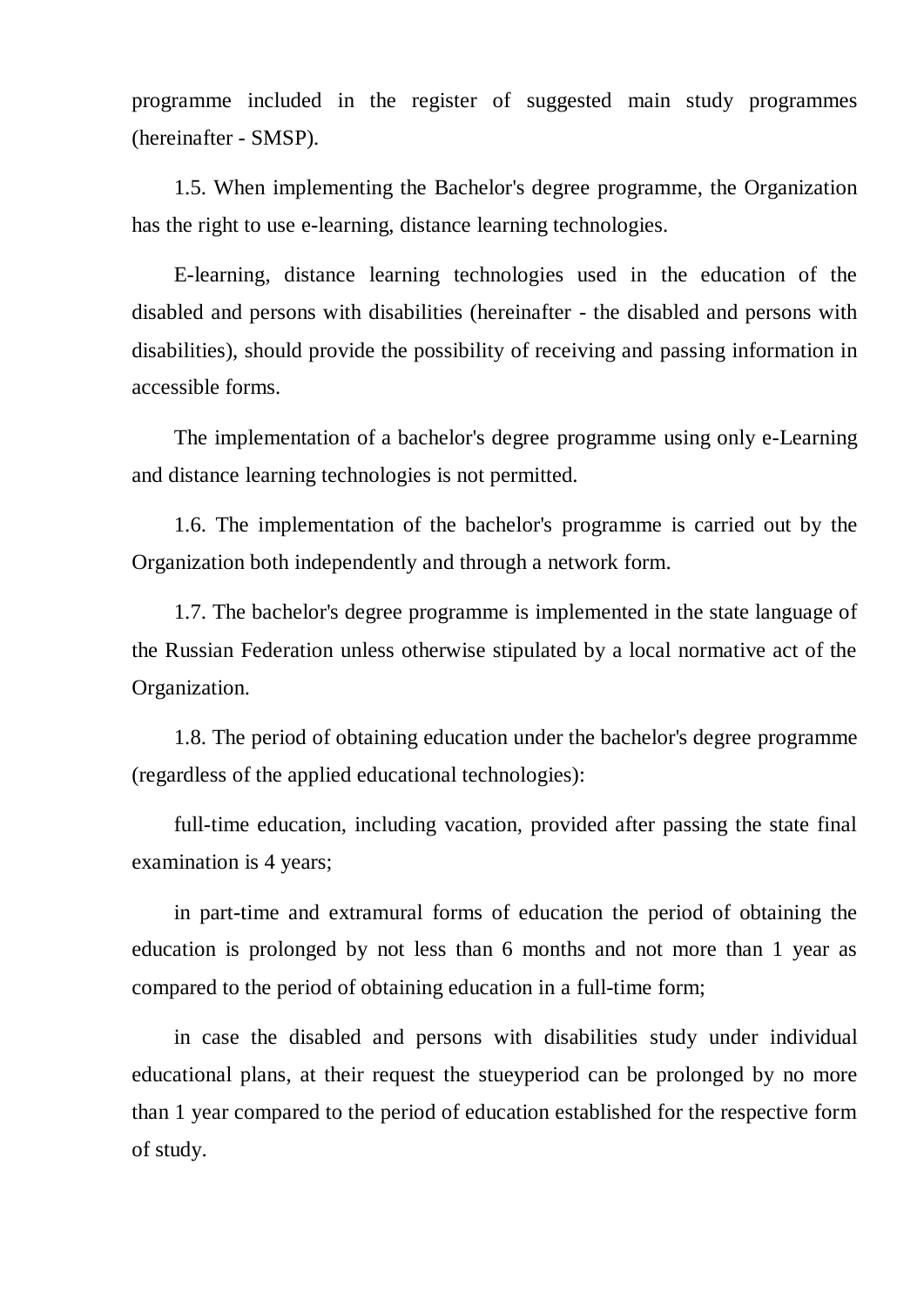programme included in the register of suggested main study programmes (hereinafter - SMSP).

1.5. When implementing the Bachelor's degree programme, the Organization has the right to use e-learning, distance learning technologies.

E-learning, distance learning technologies used in the education of the disabled and persons with disabilities (hereinafter - the disabled and persons with disabilities), should provide the possibility of receiving and passing information in accessible forms.

The implementation of a bachelor's degree programme using only e-Learning and distance learning technologies is not permitted.

1.6. The implementation of the bachelor's programme is carried out by the Organization both independently and through a network form.

1.7. The bachelor's degree programme is implemented in the state language of the Russian Federation unless otherwise stipulated by a local normative act of the Organization.

1.8. The period of obtaining education under the bachelor's degree programme (regardless of the applied educational technologies):

full-time education, including vacation, provided after passing the state final examination is 4 years;

in part-time and extramural forms of education the period of obtaining the education is prolonged by not less than 6 months and not more than 1 year as compared to the period of obtaining education in a full-time form;

in case the disabled and persons with disabilities study under individual educational plans, at their request the stueyperiod can be prolonged by no more than 1 year compared to the period of education established for the respective form of study.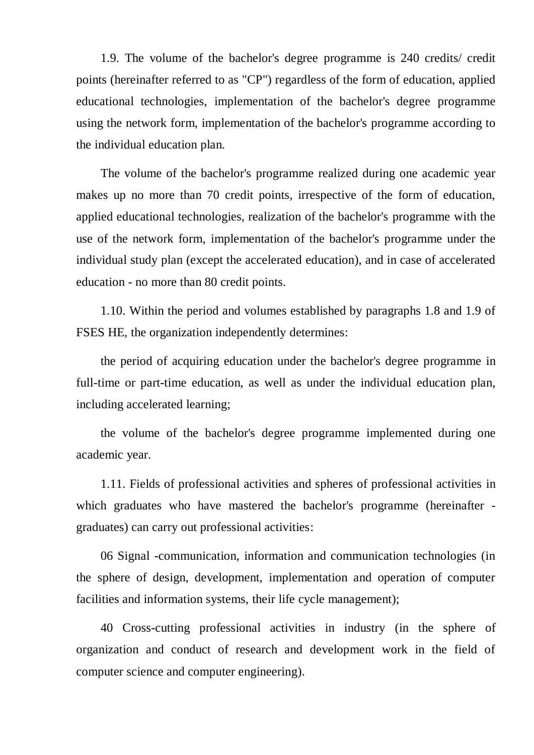1.9. The volume of the bachelor's degree programme is 240 credits/ credit points (hereinafter referred to as "CP") regardless of the form of education, applied educational technologies, implementation of the bachelor's degree programme using the network form, implementation of the bachelor's programme according to the individual education plan.

The volume of the bachelor's programme realized during one academic year makes up no more than 70 credit points, irrespective of the form of education, applied educational technologies, realization of the bachelor's programme with the use of the network form, implementation of the bachelor's programme under the individual study plan (except the accelerated education), and in case of accelerated education - no more than 80 credit points.

1.10. Within the period and volumes established by paragraphs 1.8 and 1.9 of FSES HE, the organization independently determines:

the period of acquiring education under the bachelor's degree programme in full-time or part-time education, as well as under the individual education plan, including accelerated learning;

the volume of the bachelor's degree programme implemented during one academic year.

1.11. Fields of professional activities and spheres of professional activities in which graduates who have mastered the bachelor's programme (hereinafter - graduates) can carry out professional activities:

06 Signal -communication, information and communication technologies (in the sphere of design, development, implementation and operation of computer facilities and information systems, their life cycle management);

40 Cross-cutting professional activities in industry (in the sphere of organization and conduct of research and development work in the field of computer science and computer engineering).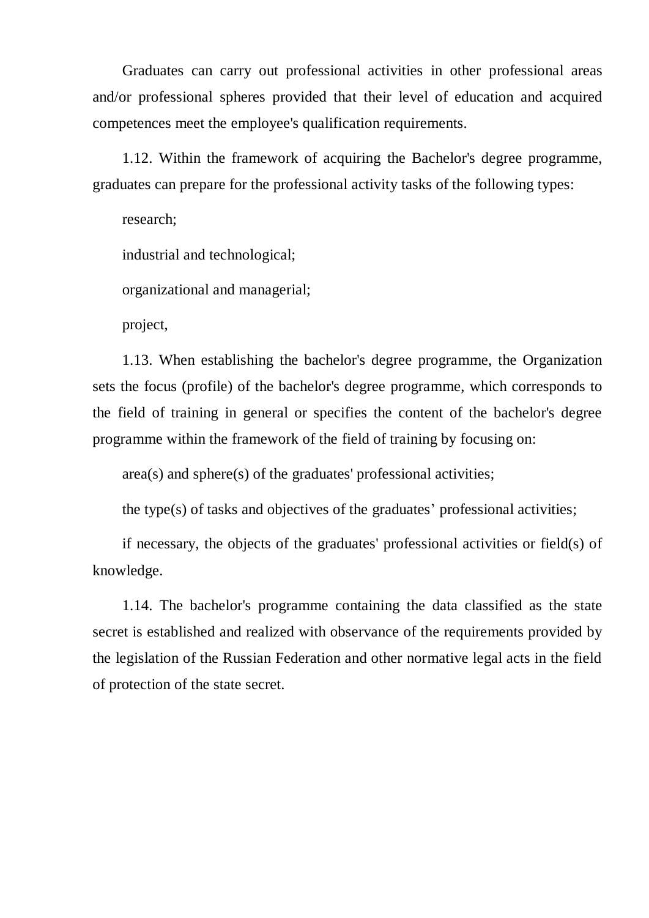Graduates can carry out professional activities in other professional areas and/or professional spheres provided that their level of education and acquired competences meet the employee's qualification requirements.

1.12. Within the framework of acquiring the Bachelor's degree programme, graduates can prepare for the professional activity tasks of the following types:

research;

industrial and technological;

organizational and managerial;

project,

1.13. When establishing the bachelor's degree programme, the Organization sets the focus (profile) of the bachelor's degree programme, which corresponds to the field of training in general or specifies the content of the bachelor's degree programme within the framework of the field of training by focusing on:

area(s) and sphere(s) of the graduates' professional activities;

the type(s) of tasks and objectives of the graduates’ professional activities;

if necessary, the objects of the graduates' professional activities or field(s) of knowledge.

1.14. The bachelor's programme containing the data classified as the state secret is established and realized with observance of the requirements provided by the legislation of the Russian Federation and other normative legal acts in the field of protection of the state secret.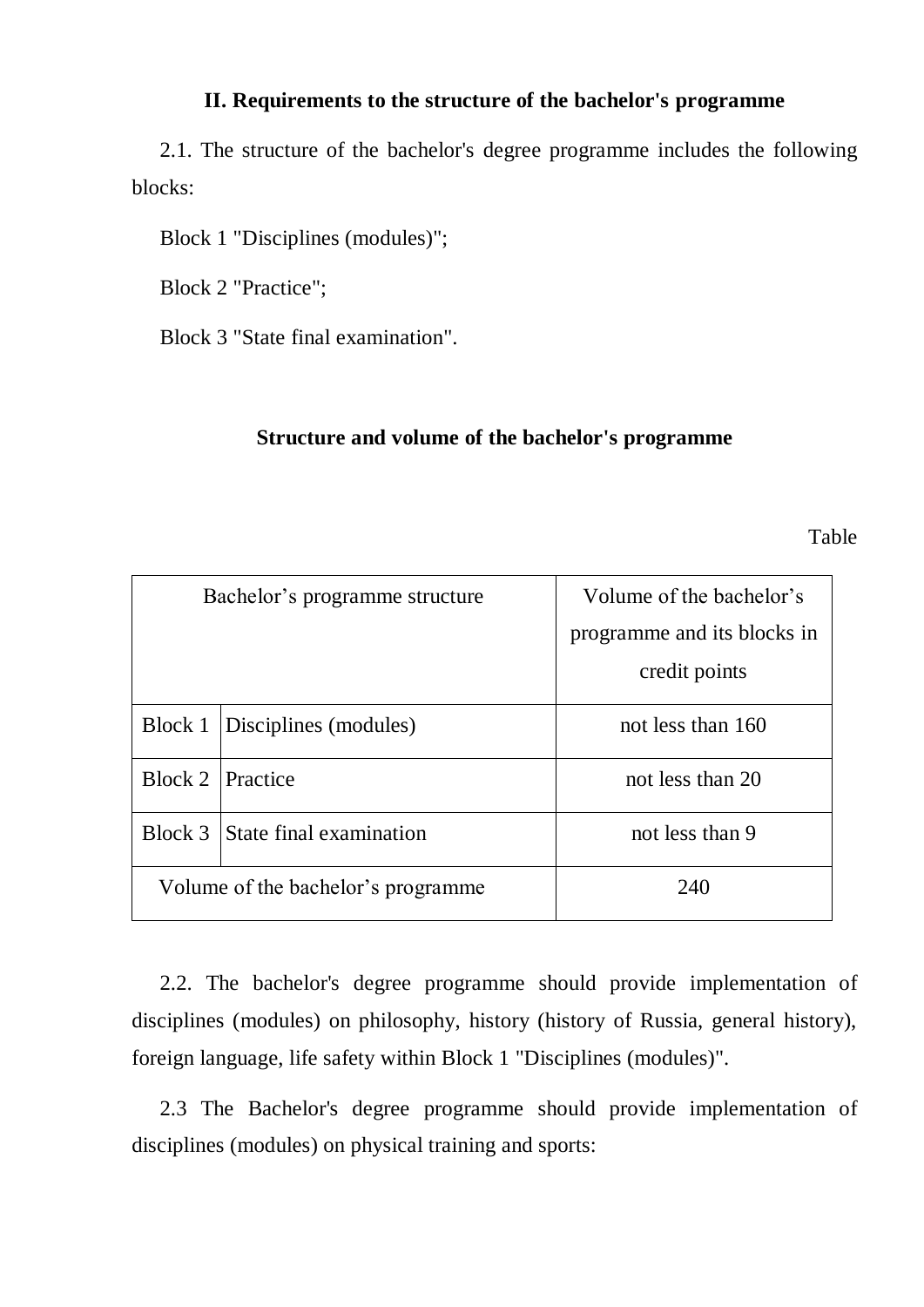## II. Requirements to the structure of the bachelor's programme

2.1. The structure of the bachelor's degree programme includes the following blocks:

Block 1 "Disciplines (modules)";

Block 2 "Practice";

Block 3 "State final examination".

**Structure and volume of the bachelor's programme**

Table

| Bachelor's programme structure | | Volume of the bachelor's programme and its blocks in credit points |
|---|---|---|
| Block 1 | Disciplines (modules) | not less than 160 |
| Block 2 | Practice | not less than 20 |
| Block 3 | State final examination | not less than 9 |
| Volume of the bachelor's programme | | 240 |

2.2. The bachelor's degree programme should provide implementation of disciplines (modules) on philosophy, history (history of Russia, general history), foreign language, life safety within Block 1 "Disciplines (modules)".

2.3 The Bachelor's degree programme should provide implementation of disciplines (modules) on physical training and sports: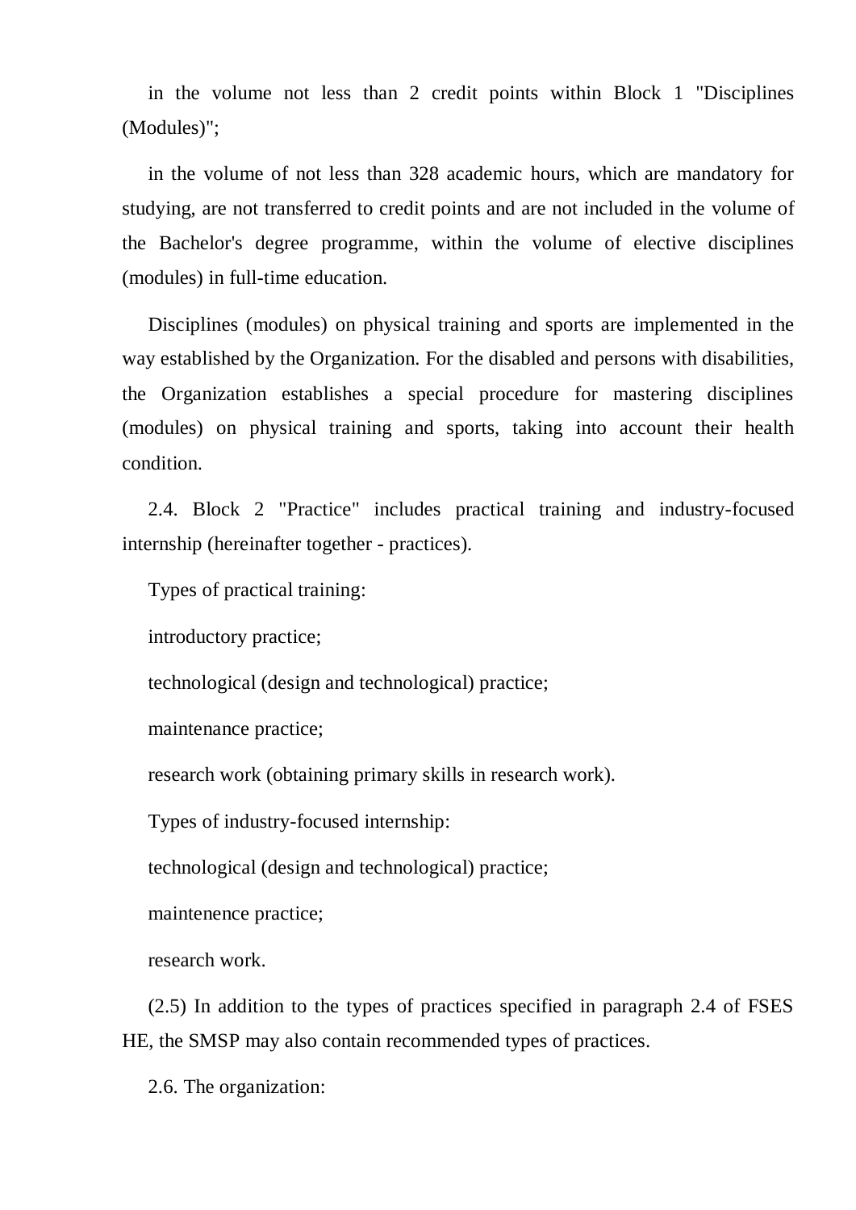in the volume not less than 2 credit points within Block 1 "Disciplines (Modules)";

in the volume of not less than 328 academic hours, which are mandatory for studying, are not transferred to credit points and are not included in the volume of the Bachelor's degree programme, within the volume of elective disciplines (modules) in full-time education.

Disciplines (modules) on physical training and sports are implemented in the way established by the Organization. For the disabled and persons with disabilities, the Organization establishes a special procedure for mastering disciplines (modules) on physical training and sports, taking into account their health condition.

2.4. Block 2 "Practice" includes practical training and industry-focused internship (hereinafter together - practices).

Types of practical training:

introductory practice;

technological (design and technological) practice;

maintenance practice;

research work (obtaining primary skills in research work).

Types of industry-focused internship:

technological (design and technological) practice;

maintenence practice;

research work.

(2.5) In addition to the types of practices specified in paragraph 2.4 of FSES HE, the SMSP may also contain recommended types of practices.

2.6. The organization: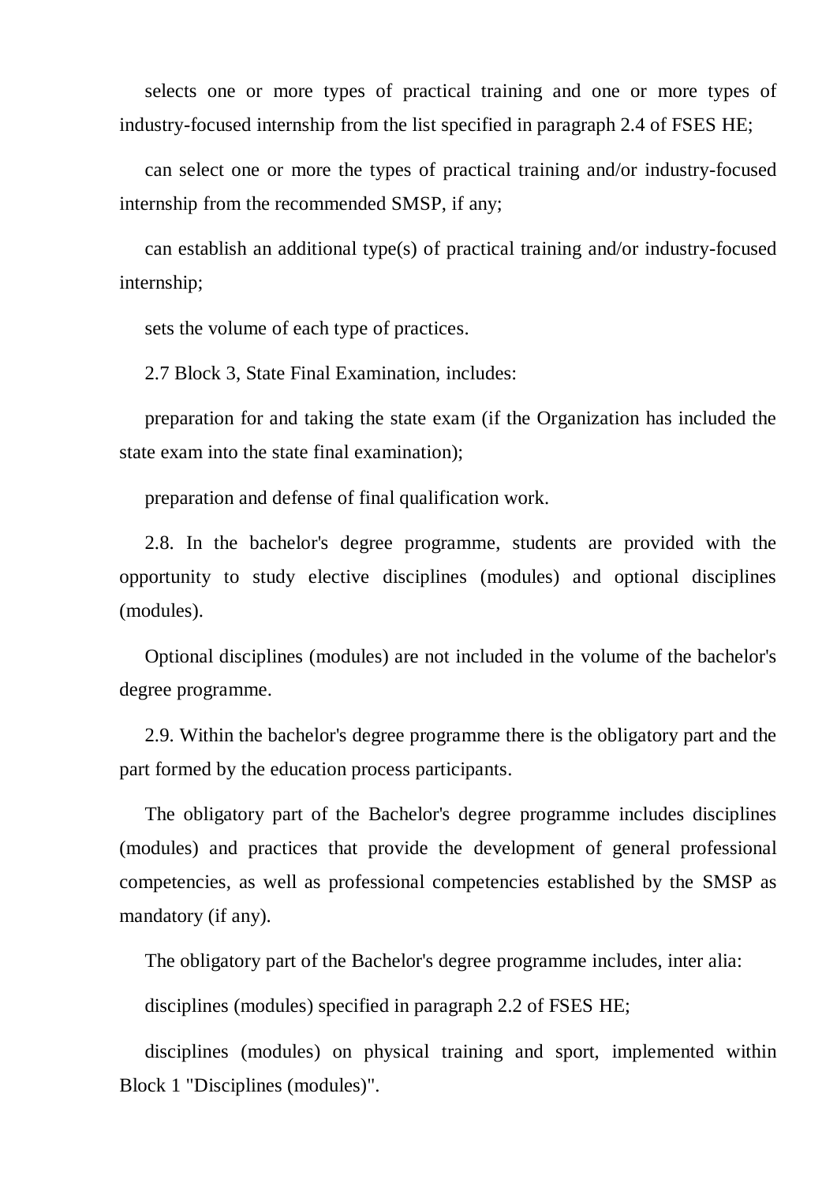selects one or more types of practical training and one or more types of industry-focused internship from the list specified in paragraph 2.4 of FSES HE;

can select one or more the types of practical training and/or industry-focused internship from the recommended SMSP, if any;

can establish an additional type(s) of practical training and/or industry-focused internship;

sets the volume of each type of practices.

2.7 Block 3, State Final Examination, includes:

preparation for and taking the state exam (if the Organization has included the state exam into the state final examination);

preparation and defense of final qualification work.

2.8. In the bachelor's degree programme, students are provided with the opportunity to study elective disciplines (modules) and optional disciplines (modules).

Optional disciplines (modules) are not included in the volume of the bachelor's degree programme.

2.9. Within the bachelor's degree programme there is the obligatory part and the part formed by the education process participants.

The obligatory part of the Bachelor's degree programme includes disciplines (modules) and practices that provide the development of general professional competencies, as well as professional competencies established by the SMSP as mandatory (if any).

The obligatory part of the Bachelor's degree programme includes, inter alia:

disciplines (modules) specified in paragraph 2.2 of FSES HE;

disciplines (modules) on physical training and sport, implemented within Block 1 "Disciplines (modules)".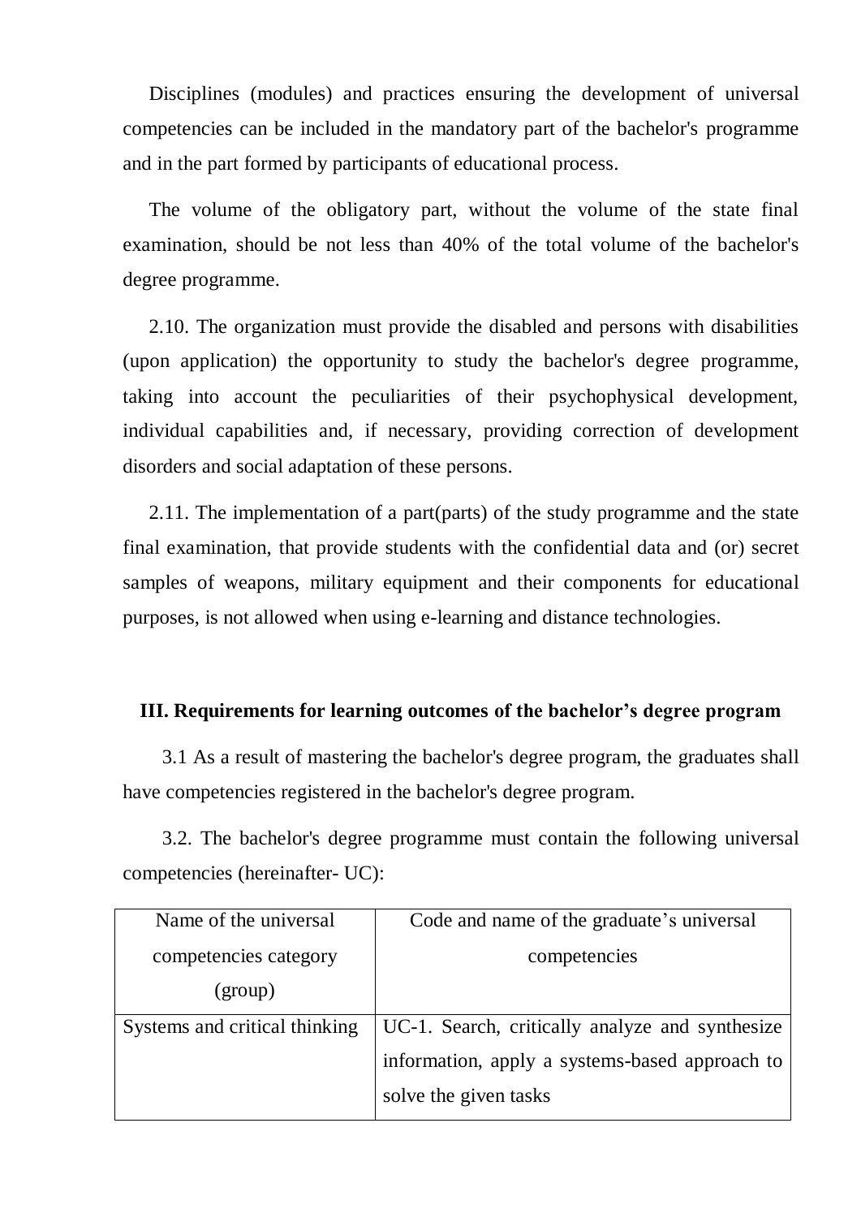Disciplines (modules) and practices ensuring the development of universal competencies can be included in the mandatory part of the bachelor's programme and in the part formed by participants of educational process.

The volume of the obligatory part, without the volume of the state final examination, should be not less than 40% of the total volume of the bachelor's degree programme.

2.10. The organization must provide the disabled and persons with disabilities (upon application) the opportunity to study the bachelor's degree programme, taking into account the peculiarities of their psychophysical development, individual capabilities and, if necessary, providing correction of development disorders and social adaptation of these persons.

2.11. The implementation of a part(parts) of the study programme and the state final examination, that provide students with the confidential data and (or) secret samples of weapons, military equipment and their components for educational purposes, is not allowed when using e-learning and distance technologies.

## III. Requirements for learning outcomes of the bachelor's degree program

3.1 As a result of mastering the bachelor's degree program, the graduates shall have competencies registered in the bachelor's degree program.

3.2. The bachelor's degree programme must contain the following universal competencies (hereinafter- UC):

| Name of the universal competencies category (group) | Code and name of the graduate's universal competencies |
|---|---|
| Systems and critical thinking | UC-1. Search, critically analyze and synthesize information, apply a systems-based approach to solve the given tasks |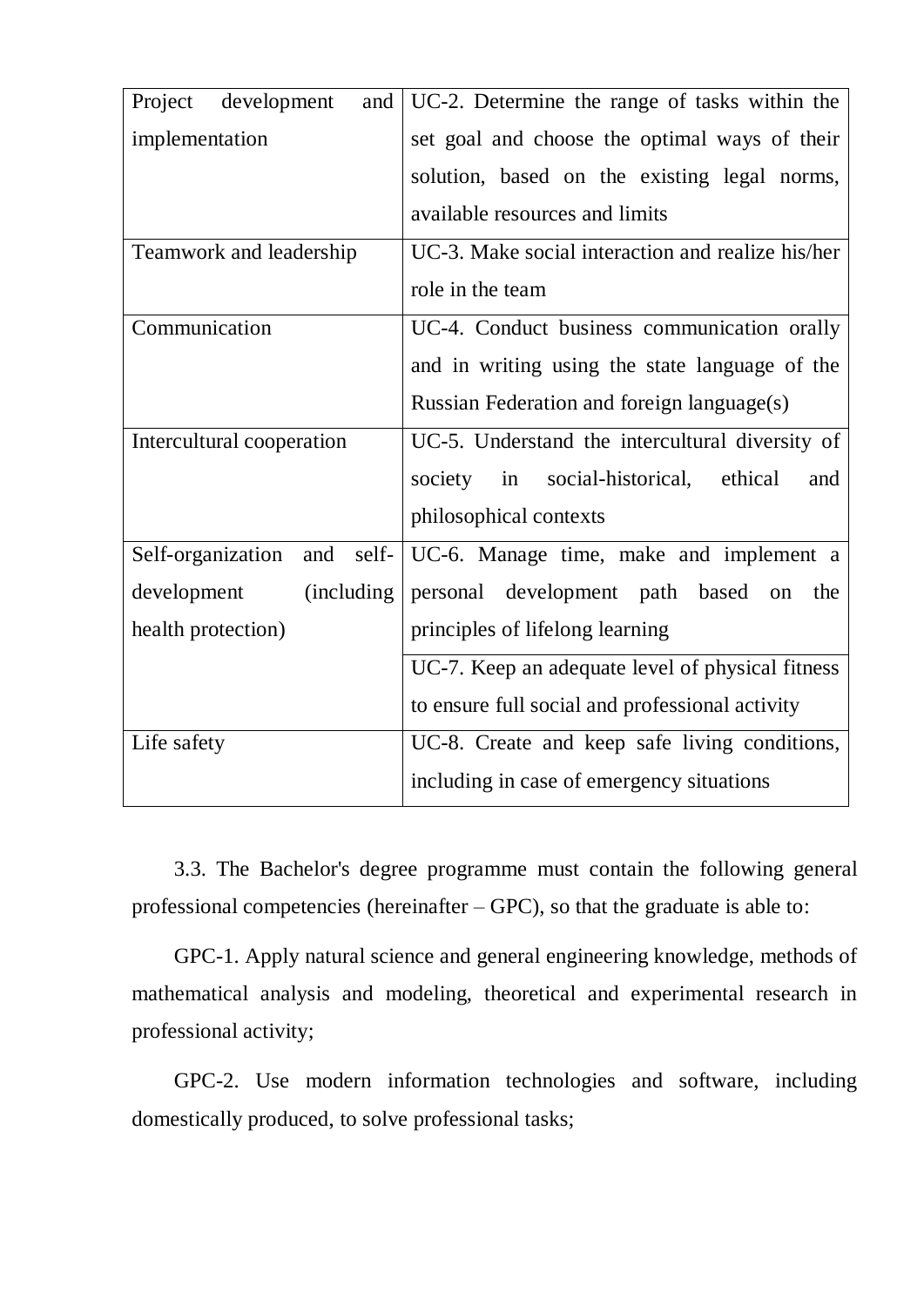| | |
|---|---|
| Project development and implementation | UC-2. Determine the range of tasks within the set goal and choose the optimal ways of their solution, based on the existing legal norms, available resources and limits |
| Teamwork and leadership | UC-3. Make social interaction and realize his/her role in the team |
| Communication | UC-4. Conduct business communication orally and in writing using the state language of the Russian Federation and foreign language(s) |
| Intercultural cooperation | UC-5. Understand the intercultural diversity of society in social-historical, ethical and philosophical contexts |
| Self-organization and self-development (including health protection) | UC-6. Manage time, make and implement a personal development path based on the principles of lifelong learning |
| | UC-7. Keep an adequate level of physical fitness to ensure full social and professional activity |
| Life safety | UC-8. Create and keep safe living conditions, including in case of emergency situations |

3.3. The Bachelor's degree programme must contain the following general professional competencies (hereinafter – GPC), so that the graduate is able to:

GPC-1. Apply natural science and general engineering knowledge, methods of mathematical analysis and modeling, theoretical and experimental research in professional activity;

GPC-2. Use modern information technologies and software, including domestically produced, to solve professional tasks;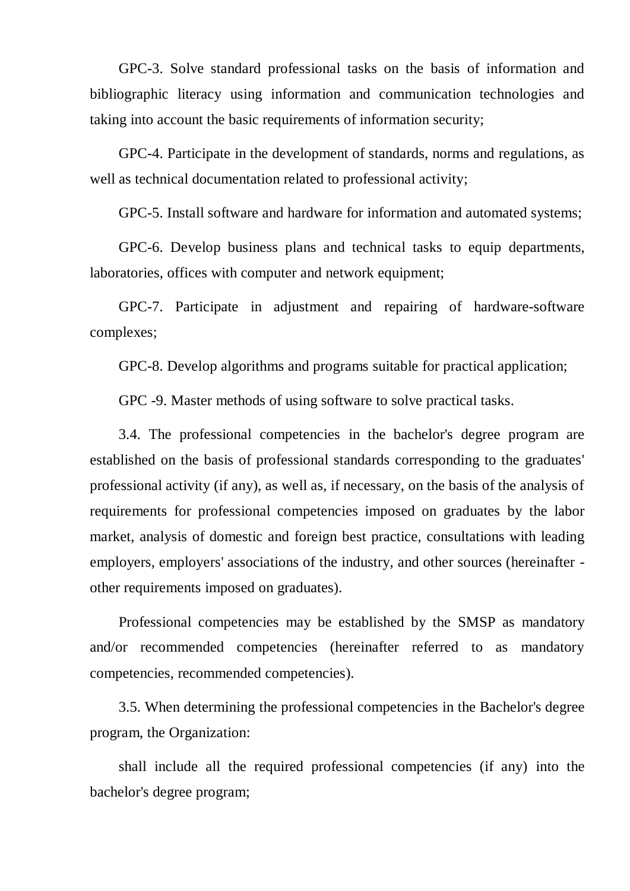GPC-3. Solve standard professional tasks on the basis of information and bibliographic literacy using information and communication technologies and taking into account the basic requirements of information security;

GPC-4. Participate in the development of standards, norms and regulations, as well as technical documentation related to professional activity;

GPC-5. Install software and hardware for information and automated systems;

GPC-6. Develop business plans and technical tasks to equip departments, laboratories, offices with computer and network equipment;

GPC-7. Participate in adjustment and repairing of hardware-software complexes;

GPC-8. Develop algorithms and programs suitable for practical application;

GPC -9. Master methods of using software to solve practical tasks.

3.4. The professional competencies in the bachelor's degree program are established on the basis of professional standards corresponding to the graduates' professional activity (if any), as well as, if necessary, on the basis of the analysis of requirements for professional competencies imposed on graduates by the labor market, analysis of domestic and foreign best practice, consultations with leading employers, employers' associations of the industry, and other sources (hereinafter - other requirements imposed on graduates).

Professional competencies may be established by the SMSP as mandatory and/or recommended competencies (hereinafter referred to as mandatory competencies, recommended competencies).

3.5. When determining the professional competencies in the Bachelor's degree program, the Organization:

shall include all the required professional competencies (if any) into the bachelor's degree program;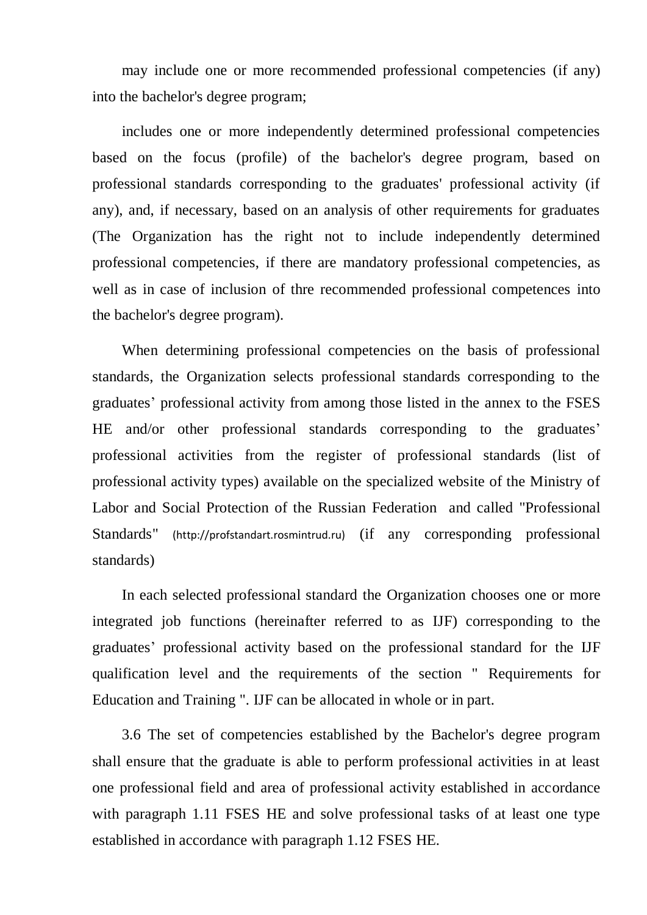may include one or more recommended professional competencies (if any) into the bachelor's degree program;

includes one or more independently determined professional competencies based on the focus (profile) of the bachelor's degree program, based on professional standards corresponding to the graduates' professional activity (if any), and, if necessary, based on an analysis of other requirements for graduates (The Organization has the right not to include independently determined professional competencies, if there are mandatory professional competencies, as well as in case of inclusion of thre recommended professional competences into the bachelor's degree program).

When determining professional competencies on the basis of professional standards, the Organization selects professional standards corresponding to the graduates' professional activity from among those listed in the annex to the FSES HE and/or other professional standards corresponding to the graduates' professional activities from the register of professional standards (list of professional activity types) available on the specialized website of the Ministry of Labor and Social Protection of the Russian Federation and called "Professional Standards" (http://profstandart.rosmintrud.ru) (if any corresponding professional standards)

In each selected professional standard the Organization chooses one or more integrated job functions (hereinafter referred to as IJF) corresponding to the graduates' professional activity based on the professional standard for the IJF qualification level and the requirements of the section " Requirements for Education and Training ". IJF can be allocated in whole or in part.

3.6 The set of competencies established by the Bachelor's degree program shall ensure that the graduate is able to perform professional activities in at least one professional field and area of professional activity established in accordance with paragraph 1.11 FSES HE and solve professional tasks of at least one type established in accordance with paragraph 1.12 FSES HE.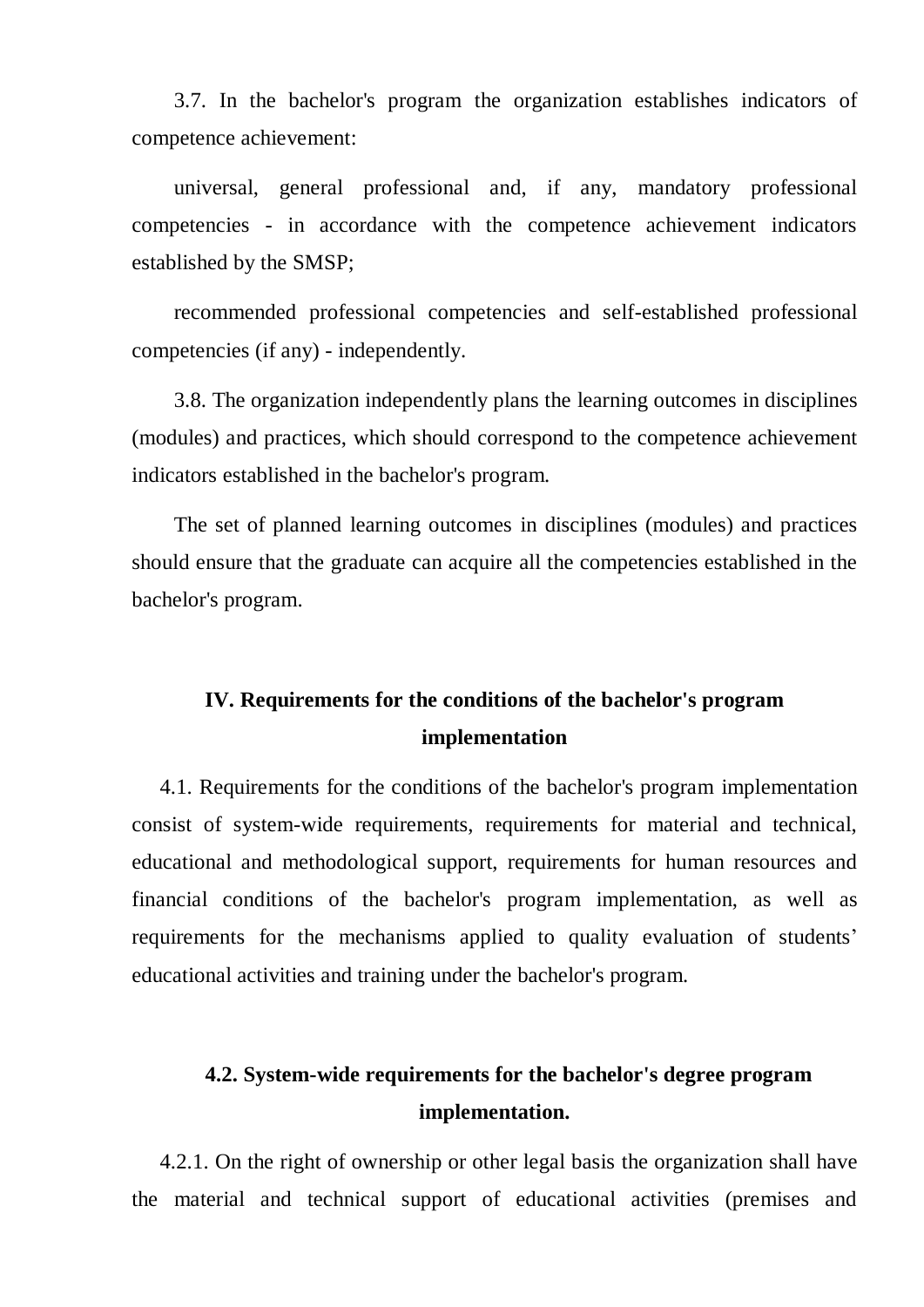3.7. In the bachelor's program the organization establishes indicators of competence achievement:

universal, general professional and, if any, mandatory professional competencies - in accordance with the competence achievement indicators established by the SMSP;

recommended professional competencies and self-established professional competencies (if any) - independently.

3.8. The organization independently plans the learning outcomes in disciplines (modules) and practices, which should correspond to the competence achievement indicators established in the bachelor's program.

The set of planned learning outcomes in disciplines (modules) and practices should ensure that the graduate can acquire all the competencies established in the bachelor's program.

## IV. Requirements for the conditions of the bachelor's program implementation

4.1. Requirements for the conditions of the bachelor's program implementation consist of system-wide requirements, requirements for material and technical, educational and methodological support, requirements for human resources and financial conditions of the bachelor's program implementation, as well as requirements for the mechanisms applied to quality evaluation of students' educational activities and training under the bachelor's program.

### 4.2. System-wide requirements for the bachelor's degree program implementation.

4.2.1. On the right of ownership or other legal basis the organization shall have the material and technical support of educational activities (premises and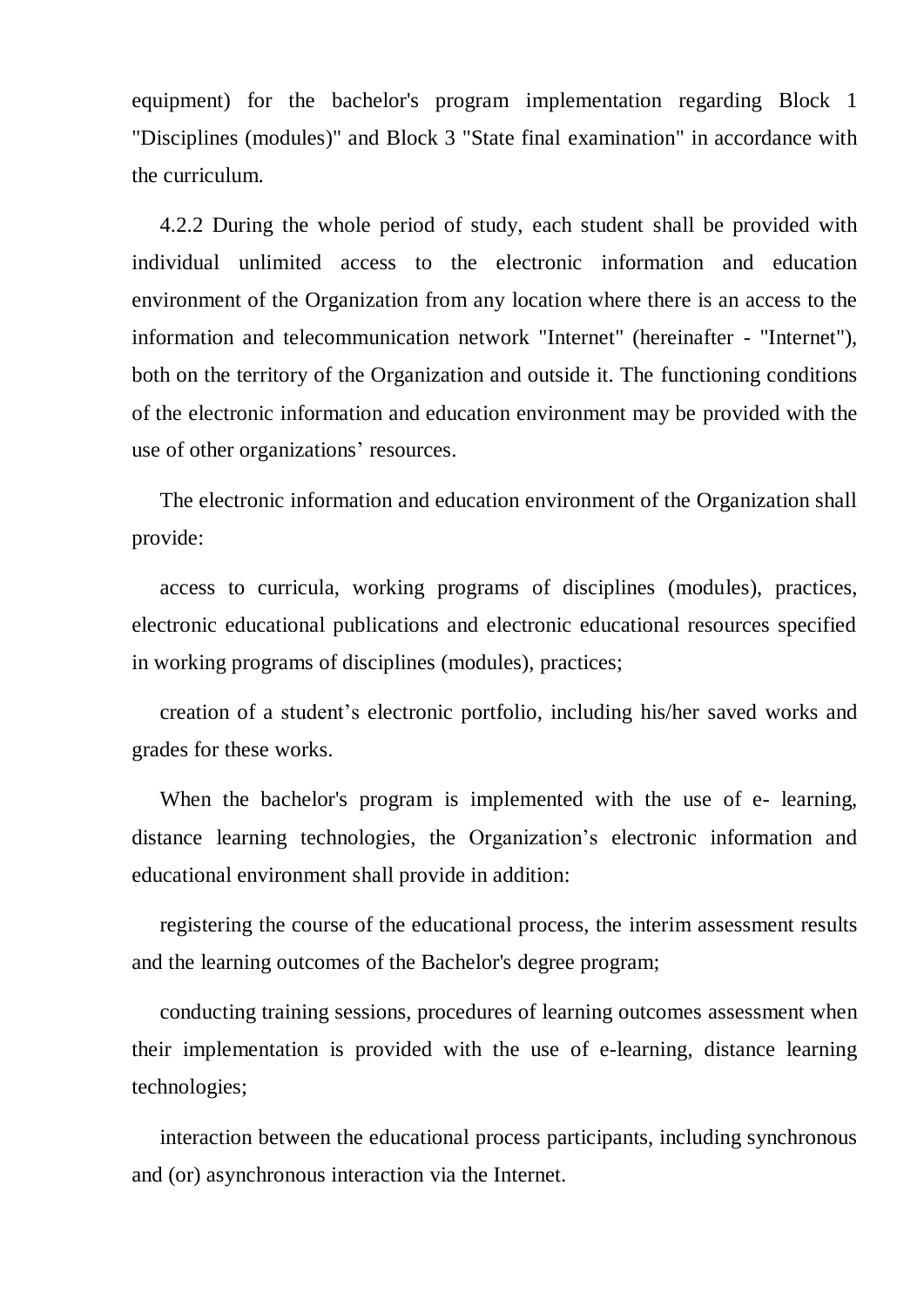equipment) for the bachelor's program implementation regarding Block 1 "Disciplines (modules)" and Block 3 "State final examination" in accordance with the curriculum.

4.2.2 During the whole period of study, each student shall be provided with individual unlimited access to the electronic information and education environment of the Organization from any location where there is an access to the information and telecommunication network "Internet" (hereinafter - "Internet"), both on the territory of the Organization and outside it. The functioning conditions of the electronic information and education environment may be provided with the use of other organizations' resources.

The electronic information and education environment of the Organization shall provide:

access to curricula, working programs of disciplines (modules), practices, electronic educational publications and electronic educational resources specified in working programs of disciplines (modules), practices;

creation of a student's electronic portfolio, including his/her saved works and grades for these works.

When the bachelor's program is implemented with the use of e- learning, distance learning technologies, the Organization's electronic information and educational environment shall provide in addition:

registering the course of the educational process, the interim assessment results and the learning outcomes of the Bachelor's degree program;

conducting training sessions, procedures of learning outcomes assessment when their implementation is provided with the use of e-learning, distance learning technologies;

interaction between the educational process participants, including synchronous and (or) asynchronous interaction via the Internet.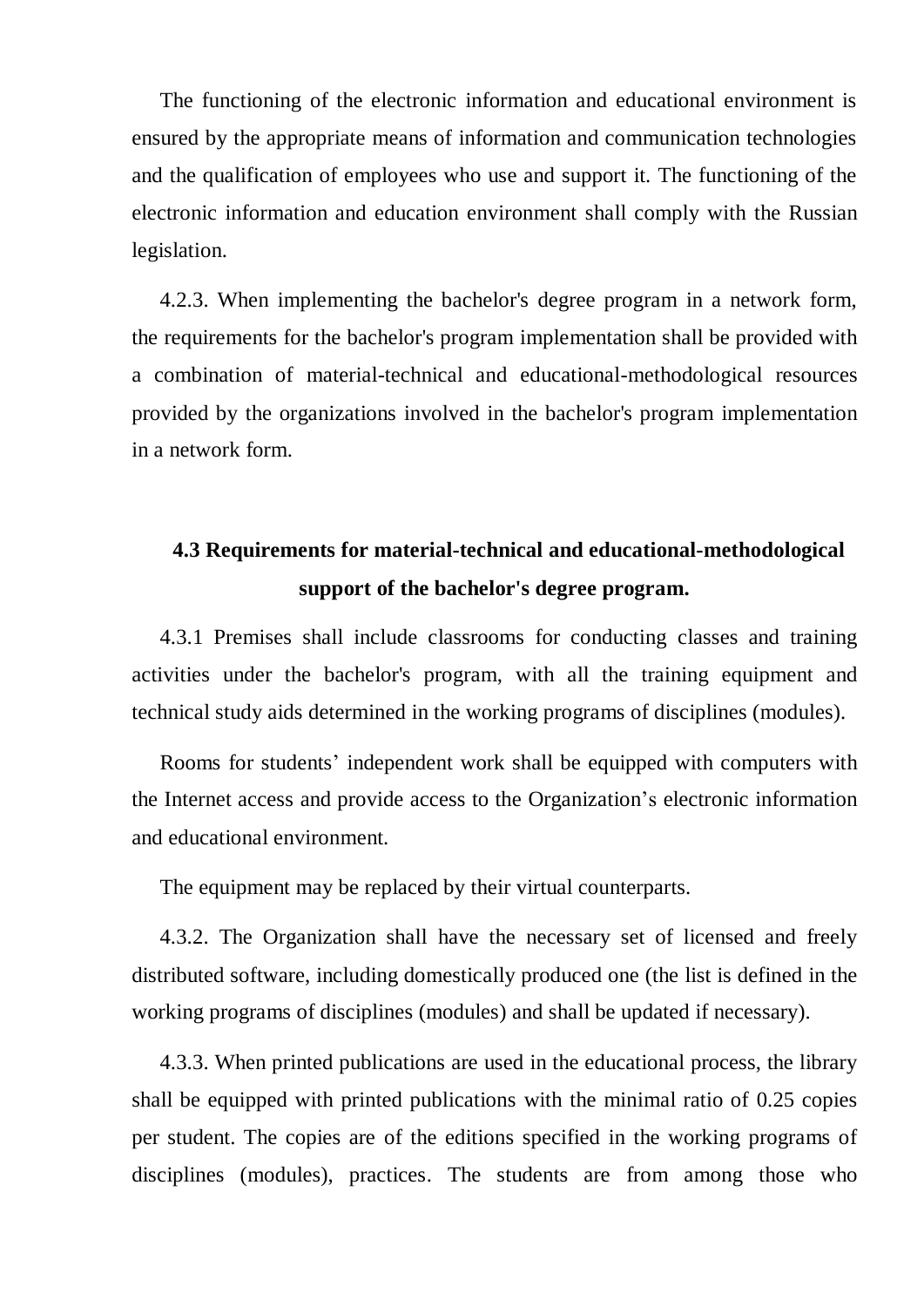The functioning of the electronic information and educational environment is ensured by the appropriate means of information and communication technologies and the qualification of employees who use and support it. The functioning of the electronic information and education environment shall comply with the Russian legislation.

4.2.3. When implementing the bachelor's degree program in a network form, the requirements for the bachelor's program implementation shall be provided with a combination of material-technical and educational-methodological resources provided by the organizations involved in the bachelor's program implementation in a network form.

## 4.3 Requirements for material-technical and educational-methodological support of the bachelor's degree program.

4.3.1 Premises shall include classrooms for conducting classes and training activities under the bachelor's program, with all the training equipment and technical study aids determined in the working programs of disciplines (modules).

Rooms for students' independent work shall be equipped with computers with the Internet access and provide access to the Organization's electronic information and educational environment.

The equipment may be replaced by their virtual counterparts.

4.3.2. The Organization shall have the necessary set of licensed and freely distributed software, including domestically produced one (the list is defined in the working programs of disciplines (modules) and shall be updated if necessary).

4.3.3. When printed publications are used in the educational process, the library shall be equipped with printed publications with the minimal ratio of 0.25 copies per student. The copies are of the editions specified in the working programs of disciplines (modules), practices. The students are from among those who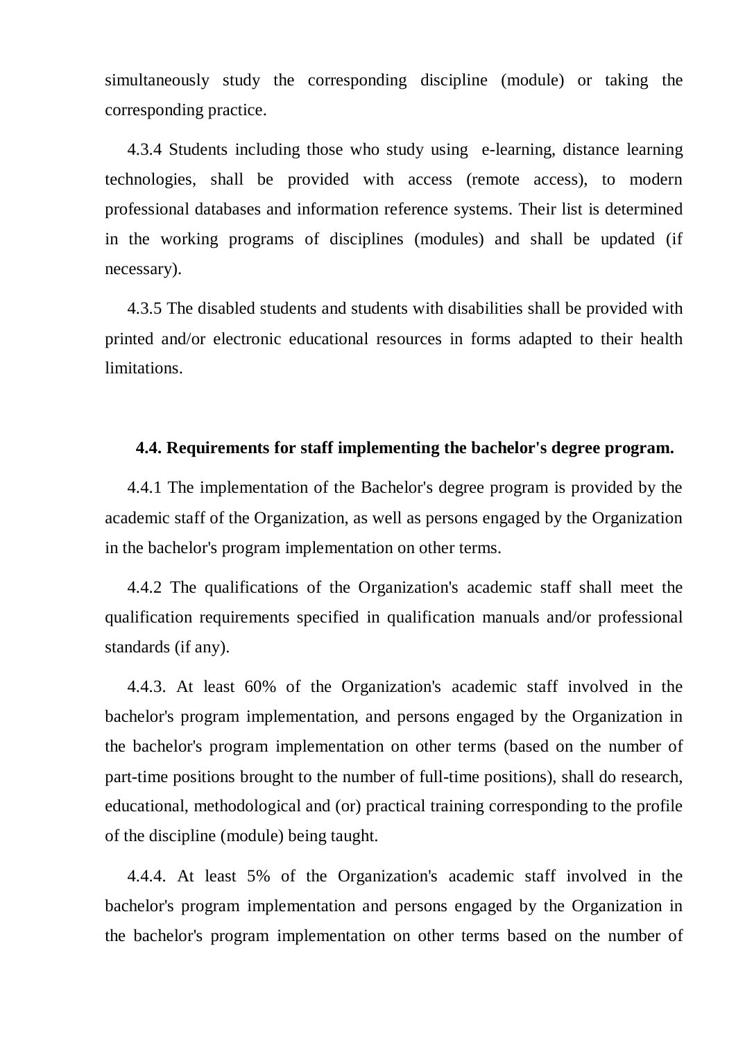simultaneously study the corresponding discipline (module) or taking the corresponding practice.

4.3.4 Students including those who study using e-learning, distance learning technologies, shall be provided with access (remote access), to modern professional databases and information reference systems. Their list is determined in the working programs of disciplines (modules) and shall be updated (if necessary).

4.3.5 The disabled students and students with disabilities shall be provided with printed and/or electronic educational resources in forms adapted to their health limitations.

### 4.4. Requirements for staff implementing the bachelor's degree program.

4.4.1 The implementation of the Bachelor's degree program is provided by the academic staff of the Organization, as well as persons engaged by the Organization in the bachelor's program implementation on other terms.

4.4.2 The qualifications of the Organization's academic staff shall meet the qualification requirements specified in qualification manuals and/or professional standards (if any).

4.4.3. At least 60% of the Organization's academic staff involved in the bachelor's program implementation, and persons engaged by the Organization in the bachelor's program implementation on other terms (based on the number of part-time positions brought to the number of full-time positions), shall do research, educational, methodological and (or) practical training corresponding to the profile of the discipline (module) being taught.

4.4.4. At least 5% of the Organization's academic staff involved in the bachelor's program implementation and persons engaged by the Organization in the bachelor's program implementation on other terms based on the number of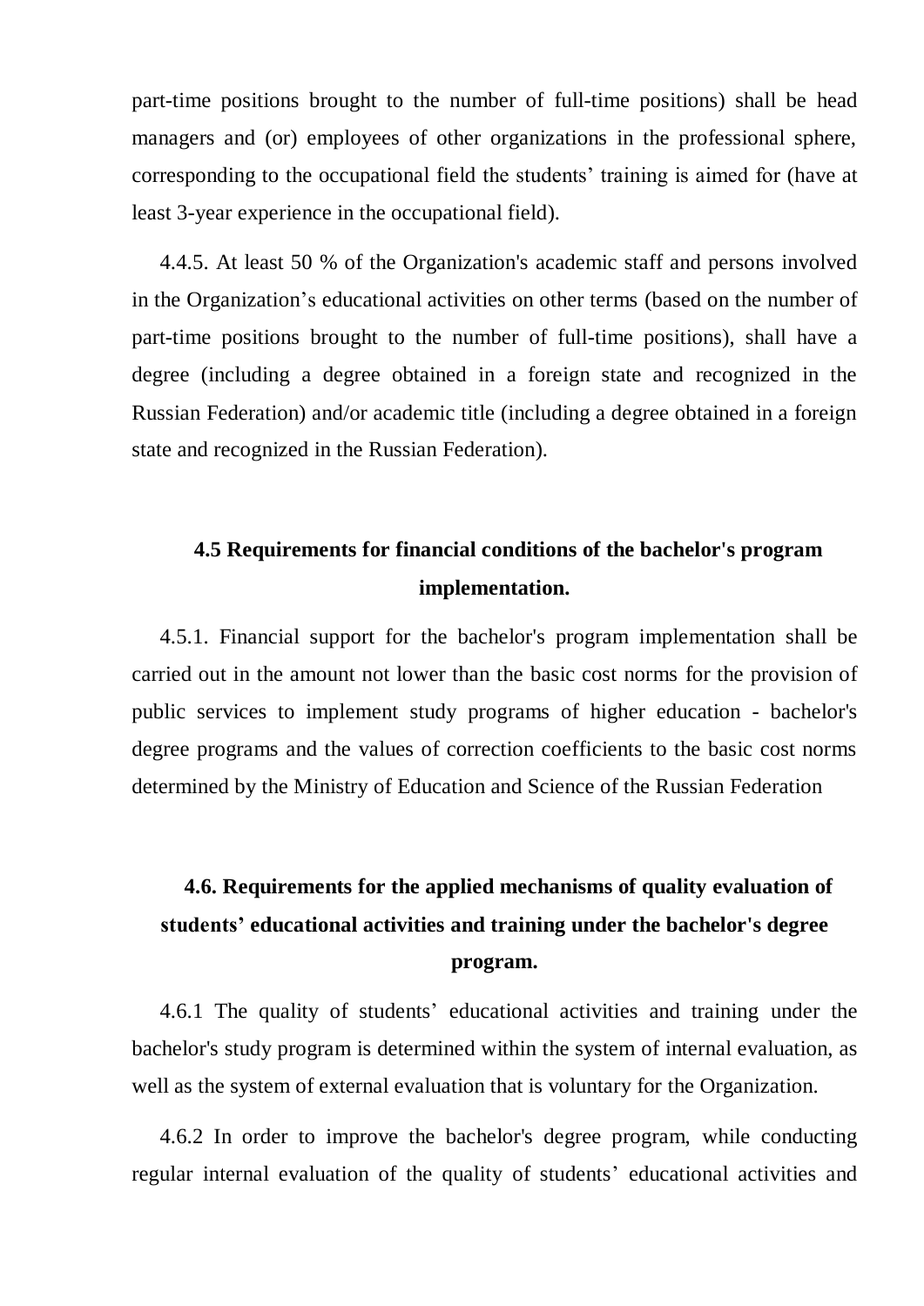part-time positions brought to the number of full-time positions) shall be head managers and (or) employees of other organizations in the professional sphere, corresponding to the occupational field the students' training is aimed for (have at least 3-year experience in the occupational field).

4.4.5. At least 50 % of the Organization's academic staff and persons involved in the Organization's educational activities on other terms (based on the number of part-time positions brought to the number of full-time positions), shall have a degree (including a degree obtained in a foreign state and recognized in the Russian Federation) and/or academic title (including a degree obtained in a foreign state and recognized in the Russian Federation).

### 4.5 Requirements for financial conditions of the bachelor's program implementation.

4.5.1. Financial support for the bachelor's program implementation shall be carried out in the amount not lower than the basic cost norms for the provision of public services to implement study programs of higher education - bachelor's degree programs and the values of correction coefficients to the basic cost norms determined by the Ministry of Education and Science of the Russian Federation

### 4.6. Requirements for the applied mechanisms of quality evaluation of students' educational activities and training under the bachelor's degree program.

4.6.1 The quality of students' educational activities and training under the bachelor's study program is determined within the system of internal evaluation, as well as the system of external evaluation that is voluntary for the Organization.

4.6.2 In order to improve the bachelor's degree program, while conducting regular internal evaluation of the quality of students' educational activities and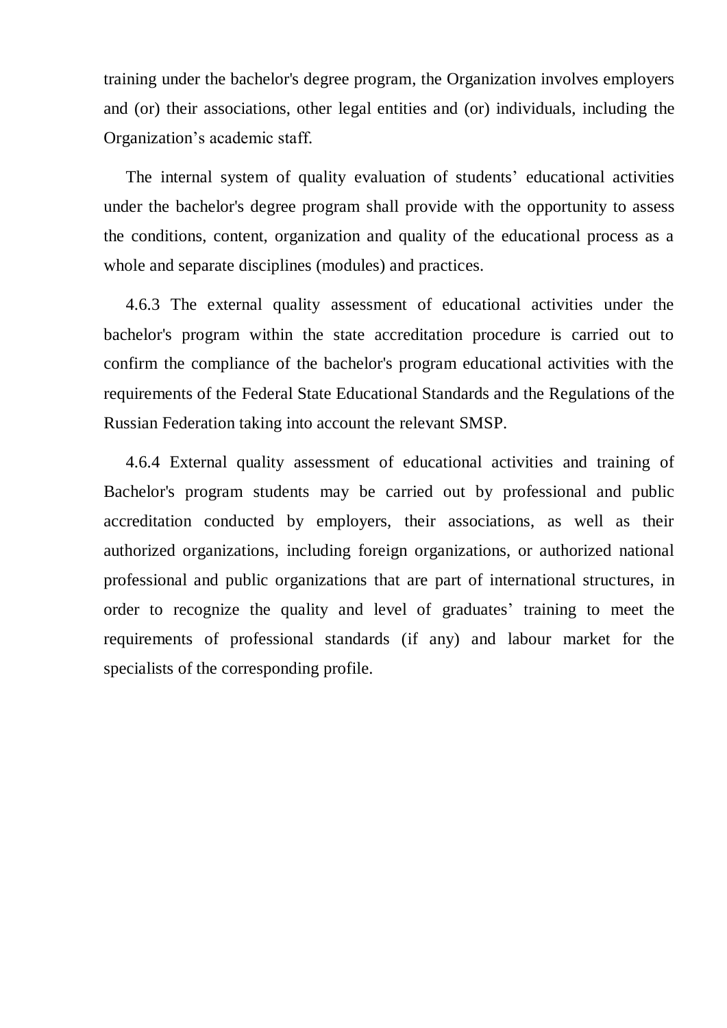training under the bachelor's degree program, the Organization involves employers and (or) their associations, other legal entities and (or) individuals, including the Organization’s academic staff.

The internal system of quality evaluation of students’ educational activities under the bachelor's degree program shall provide with the opportunity to assess the conditions, content, organization and quality of the educational process as a whole and separate disciplines (modules) and practices.

4.6.3 The external quality assessment of educational activities under the bachelor's program within the state accreditation procedure is carried out to confirm the compliance of the bachelor's program educational activities with the requirements of the Federal State Educational Standards and the Regulations of the Russian Federation taking into account the relevant SMSP.

4.6.4 External quality assessment of educational activities and training of Bachelor's program students may be carried out by professional and public accreditation conducted by employers, their associations, as well as their authorized organizations, including foreign organizations, or authorized national professional and public organizations that are part of international structures, in order to recognize the quality and level of graduates’ training to meet the requirements of professional standards (if any) and labour market for the specialists of the corresponding profile.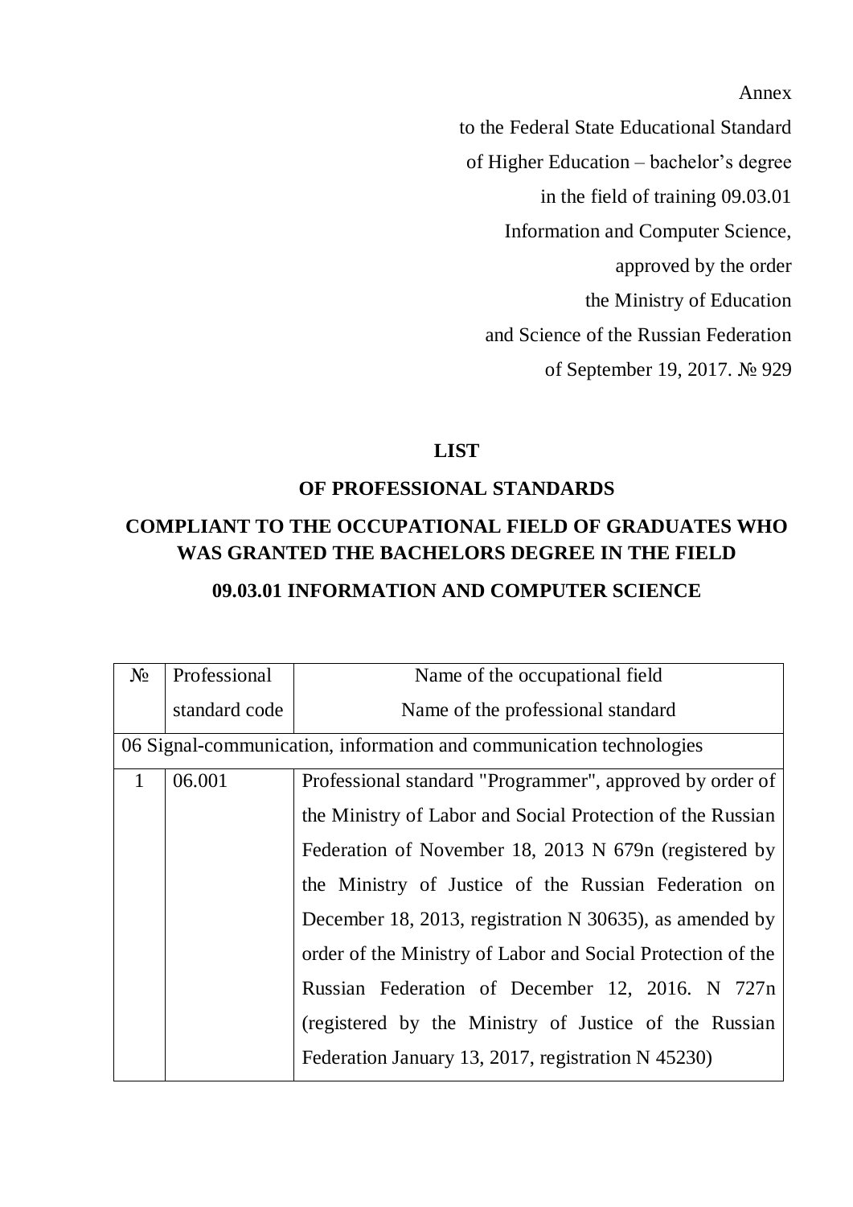Annex

to the Federal State Educational Standard

of Higher Education – bachelor's degree

in the field of training 09.03.01

Information and Computer Science,

approved by the order

the Ministry of Education

and Science of the Russian Federation

of September 19, 2017. № 929

**LIST**

**OF PROFESSIONAL STANDARDS**

**COMPLIANT TO THE OCCUPATIONAL FIELD OF GRADUATES WHO WAS GRANTED THE BACHELORS DEGREE IN THE FIELD**

**09.03.01 INFORMATION AND COMPUTER SCIENCE**

| № | Professional standard code | Name of the occupational field<br>Name of the professional standard |
|---|---|---|
| 06 Signal-communication, information and communication technologies | | |
| 1 | 06.001 | Professional standard "Programmer", approved by order of the Ministry of Labor and Social Protection of the Russian Federation of November 18, 2013 N 679n (registered by the Ministry of Justice of the Russian Federation on December 18, 2013, registration N 30635), as amended by order of the Ministry of Labor and Social Protection of the Russian Federation of December 12, 2016. N 727n (registered by the Ministry of Justice of the Russian Federation January 13, 2017, registration N 45230) |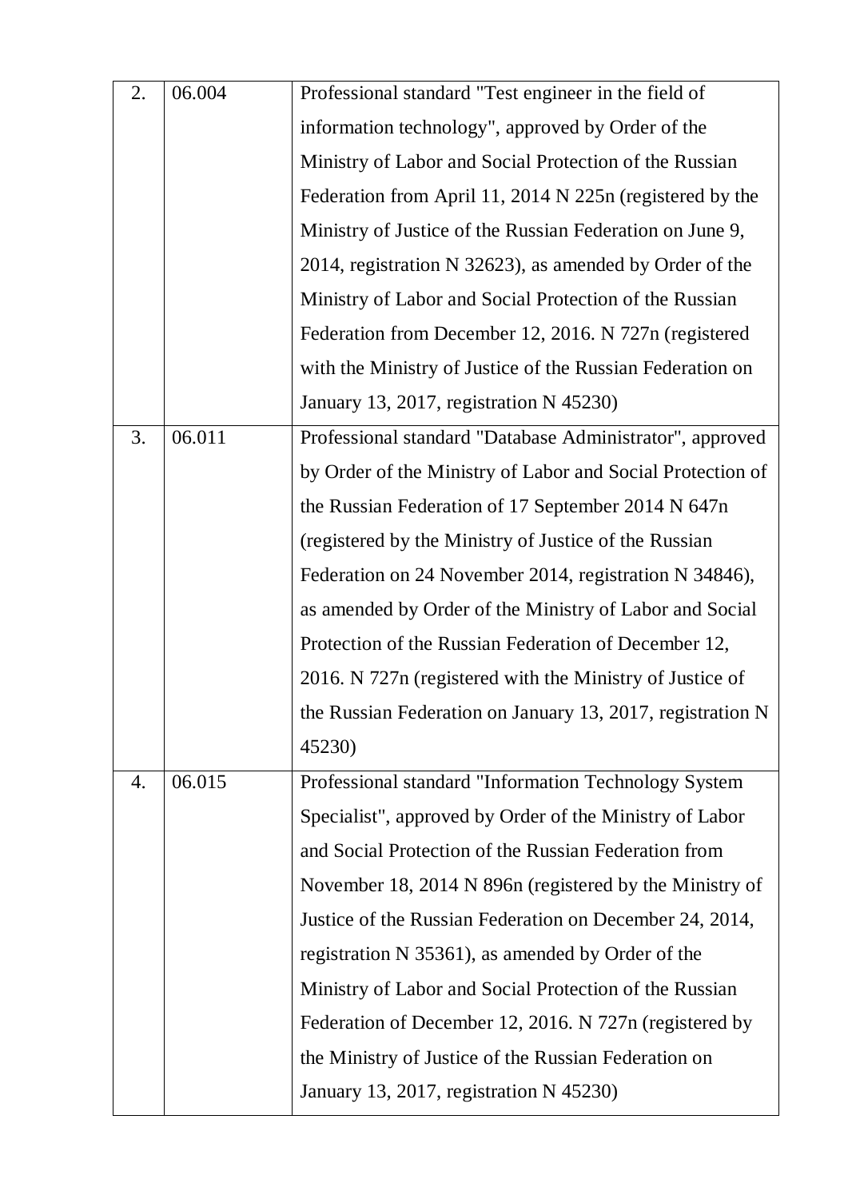| | | |
|---|---|---|
| 2. | 06.004 | Professional standard "Test engineer in the field of information technology", approved by Order of the Ministry of Labor and Social Protection of the Russian Federation from April 11, 2014 N 225n (registered by the Ministry of Justice of the Russian Federation on June 9, 2014, registration N 32623), as amended by Order of the Ministry of Labor and Social Protection of the Russian Federation from December 12, 2016. N 727n (registered with the Ministry of Justice of the Russian Federation on January 13, 2017, registration N 45230) |
| 3. | 06.011 | Professional standard "Database Administrator", approved by Order of the Ministry of Labor and Social Protection of the Russian Federation of 17 September 2014 N 647n (registered by the Ministry of Justice of the Russian Federation on 24 November 2014, registration N 34846), as amended by Order of the Ministry of Labor and Social Protection of the Russian Federation of December 12, 2016. N 727n (registered with the Ministry of Justice of the Russian Federation on January 13, 2017, registration N 45230) |
| 4. | 06.015 | Professional standard "Information Technology System Specialist", approved by Order of the Ministry of Labor and Social Protection of the Russian Federation from November 18, 2014 N 896n (registered by the Ministry of Justice of the Russian Federation on December 24, 2014, registration N 35361), as amended by Order of the Ministry of Labor and Social Protection of the Russian Federation of December 12, 2016. N 727n (registered by the Ministry of Justice of the Russian Federation on January 13, 2017, registration N 45230) |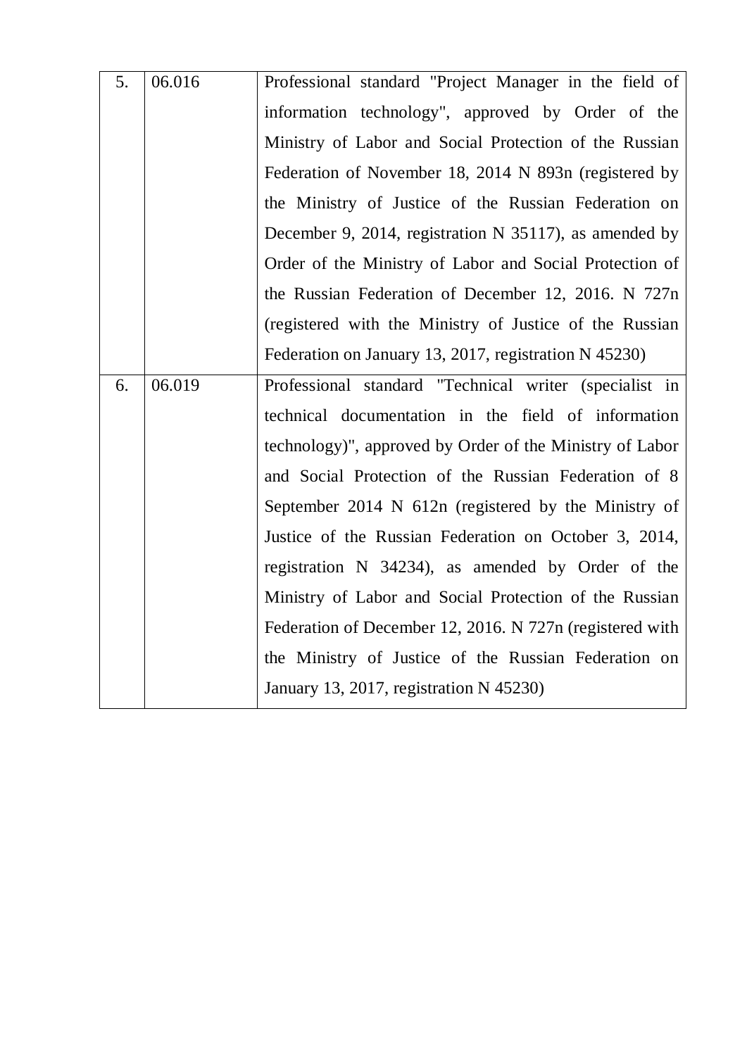| | | |
|---|---|---|
| 5. | 06.016 | Professional standard "Project Manager in the field of information technology", approved by Order of the Ministry of Labor and Social Protection of the Russian Federation of November 18, 2014 N 893n (registered by the Ministry of Justice of the Russian Federation on December 9, 2014, registration N 35117), as amended by Order of the Ministry of Labor and Social Protection of the Russian Federation of December 12, 2016. N 727n (registered with the Ministry of Justice of the Russian Federation on January 13, 2017, registration N 45230) |
| 6. | 06.019 | Professional standard "Technical writer (specialist in technical documentation in the field of information technology)", approved by Order of the Ministry of Labor and Social Protection of the Russian Federation of 8 September 2014 N 612n (registered by the Ministry of Justice of the Russian Federation on October 3, 2014, registration N 34234), as amended by Order of the Ministry of Labor and Social Protection of the Russian Federation of December 12, 2016. N 727n (registered with the Ministry of Justice of the Russian Federation on January 13, 2017, registration N 45230) |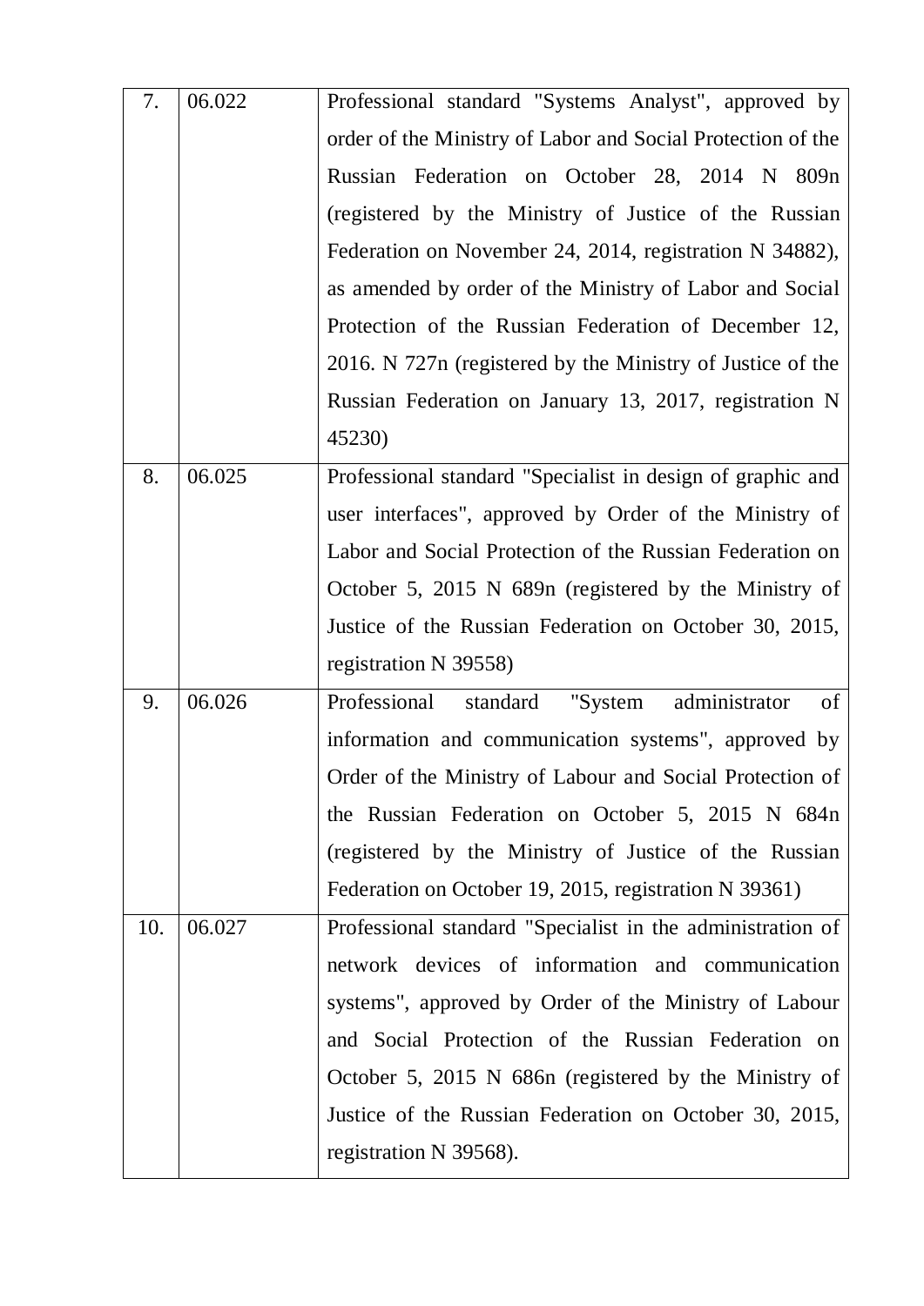| | | |
|---|---|---|
| 7. | 06.022 | Professional standard "Systems Analyst", approved by order of the Ministry of Labor and Social Protection of the Russian Federation on October 28, 2014 N 809n (registered by the Ministry of Justice of the Russian Federation on November 24, 2014, registration N 34882), as amended by order of the Ministry of Labor and Social Protection of the Russian Federation of December 12, 2016. N 727n (registered by the Ministry of Justice of the Russian Federation on January 13, 2017, registration N 45230) |
| 8. | 06.025 | Professional standard "Specialist in design of graphic and user interfaces", approved by Order of the Ministry of Labor and Social Protection of the Russian Federation on October 5, 2015 N 689n (registered by the Ministry of Justice of the Russian Federation on October 30, 2015, registration N 39558) |
| 9. | 06.026 | Professional standard "System administrator of information and communication systems", approved by Order of the Ministry of Labour and Social Protection of the Russian Federation on October 5, 2015 N 684n (registered by the Ministry of Justice of the Russian Federation on October 19, 2015, registration N 39361) |
| 10. | 06.027 | Professional standard "Specialist in the administration of network devices of information and communication systems", approved by Order of the Ministry of Labour and Social Protection of the Russian Federation on October 5, 2015 N 686n (registered by the Ministry of Justice of the Russian Federation on October 30, 2015, registration N 39568). |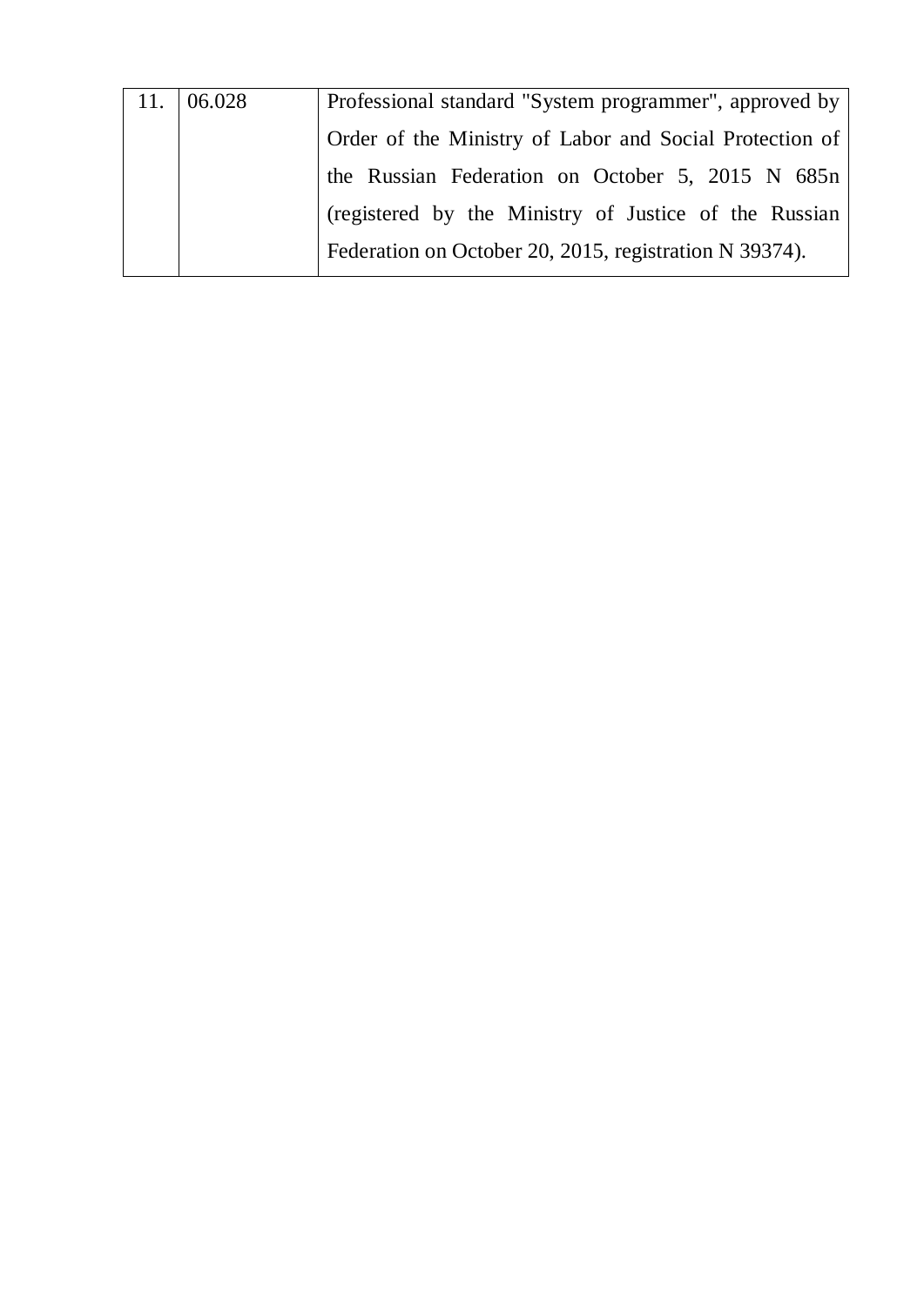| | | |
|---|---|---|
| 11. | 06.028 | Professional standard "System programmer", approved by Order of the Ministry of Labor and Social Protection of the Russian Federation on October 5, 2015 N 685n (registered by the Ministry of Justice of the Russian Federation on October 20, 2015, registration N 39374). |